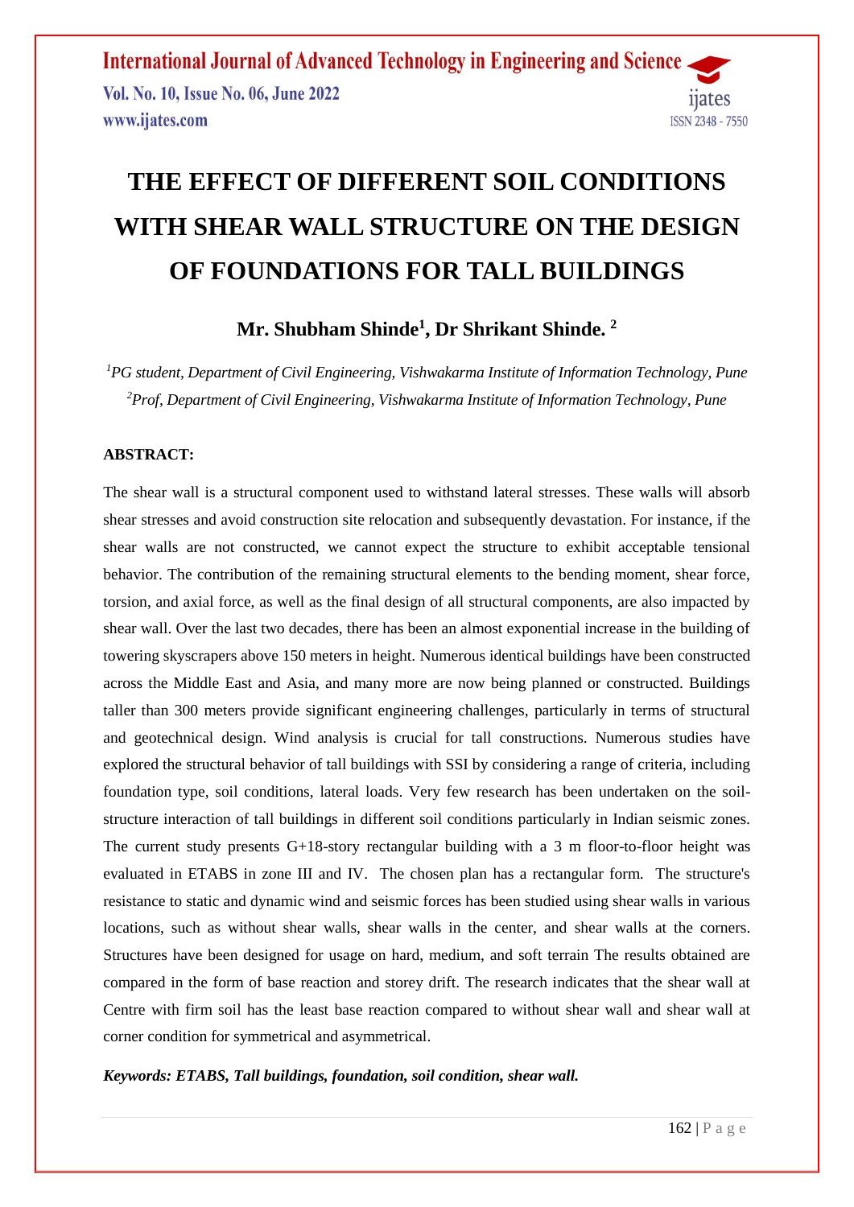# THE EFFECT OF DIFFERENT SOIL CONDITIONS WITH SHEAR WALL STRUCTURE ON THE DESIGN OF FOUNDATIONS FOR TALL BUILDINGS

## Mr. Shubham Shinde[1], Dr Shrikant Shinde. [2]

*[1]PG student, Department of Civil Engineering, Vishwakarma Institute of Information Technology, Pune*
*[2]Prof, Department of Civil Engineering, Vishwakarma Institute of Information Technology, Pune*

**ABSTRACT:**

The shear wall is a structural component used to withstand lateral stresses. These walls will absorb shear stresses and avoid construction site relocation and subsequently devastation. For instance, if the shear walls are not constructed, we cannot expect the structure to exhibit acceptable tensional behavior. The contribution of the remaining structural elements to the bending moment, shear force, torsion, and axial force, as well as the final design of all structural components, are also impacted by shear wall. Over the last two decades, there has been an almost exponential increase in the building of towering skyscrapers above 150 meters in height. Numerous identical buildings have been constructed across the Middle East and Asia, and many more are now being planned or constructed. Buildings taller than 300 meters provide significant engineering challenges, particularly in terms of structural and geotechnical design. Wind analysis is crucial for tall constructions. Numerous studies have explored the structural behavior of tall buildings with SSI by considering a range of criteria, including foundation type, soil conditions, lateral loads. Very few research has been undertaken on the soil-structure interaction of tall buildings in different soil conditions particularly in Indian seismic zones. The current study presents G+18-story rectangular building with a 3 m floor-to-floor height was evaluated in ETABS in zone III and IV. The chosen plan has a rectangular form. The structure's resistance to static and dynamic wind and seismic forces has been studied using shear walls in various locations, such as without shear walls, shear walls in the center, and shear walls at the corners. Structures have been designed for usage on hard, medium, and soft terrain The results obtained are compared in the form of base reaction and storey drift. The research indicates that the shear wall at Centre with firm soil has the least base reaction compared to without shear wall and shear wall at corner condition for symmetrical and asymmetrical.

***Keywords: ETABS, Tall buildings, foundation, soil condition, shear wall.***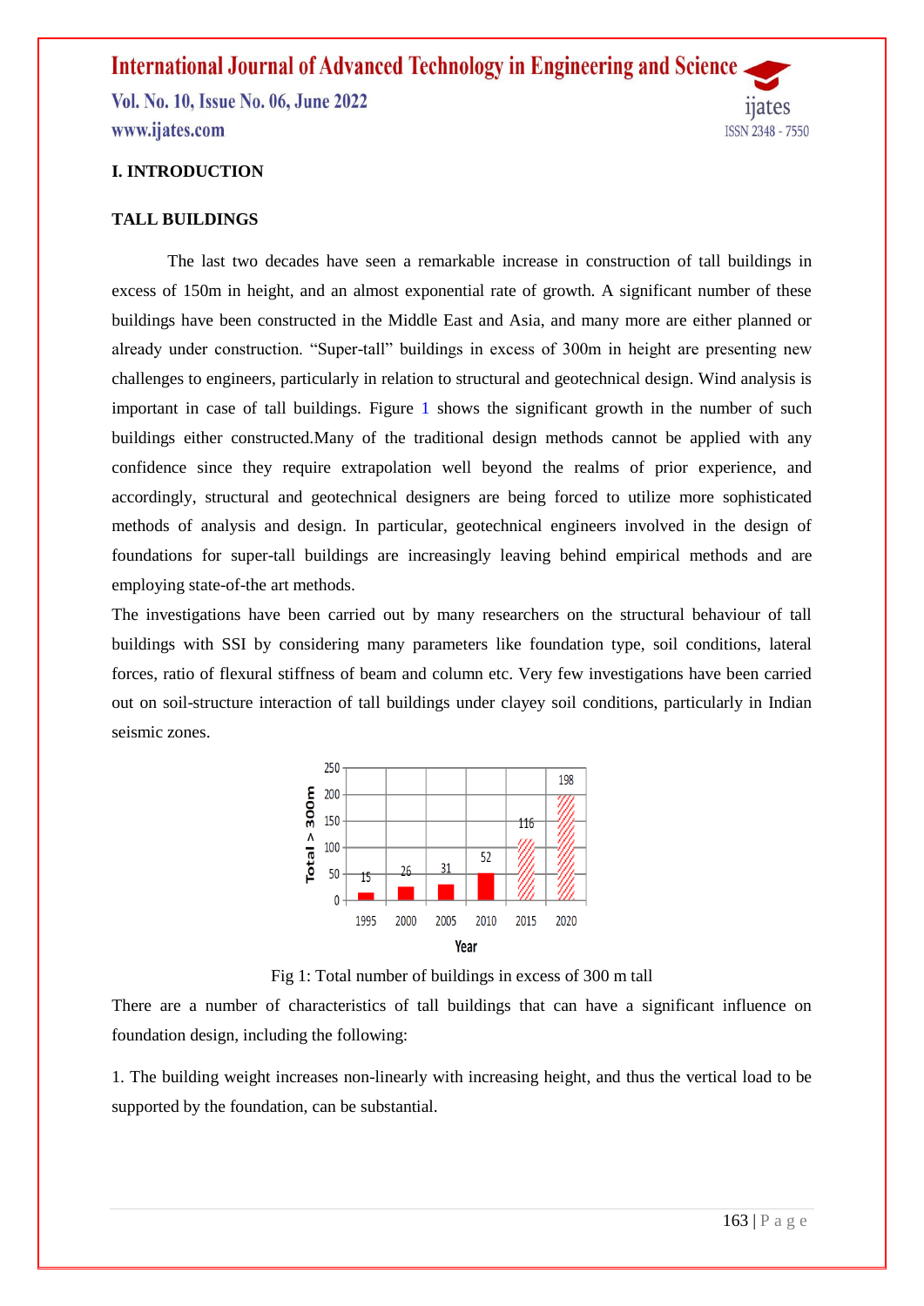## I. INTRODUCTION

### TALL BUILDINGS

The last two decades have seen a remarkable increase in construction of tall buildings in excess of 150m in height, and an almost exponential rate of growth. A significant number of these buildings have been constructed in the Middle East and Asia, and many more are either planned or already under construction. "Super-tall" buildings in excess of 300m in height are presenting new challenges to engineers, particularly in relation to structural and geotechnical design. Wind analysis is important in case of tall buildings. Figure 1 shows the significant growth in the number of such buildings either constructed.Many of the traditional design methods cannot be applied with any confidence since they require extrapolation well beyond the realms of prior experience, and accordingly, structural and geotechnical designers are being forced to utilize more sophisticated methods of analysis and design. In particular, geotechnical engineers involved in the design of foundations for super-tall buildings are increasingly leaving behind empirical methods and are employing state-of-the art methods.

The investigations have been carried out by many researchers on the structural behaviour of tall buildings with SSI by considering many parameters like foundation type, soil conditions, lateral forces, ratio of flexural stiffness of beam and column etc. Very few investigations have been carried out on soil-structure interaction of tall buildings under clayey soil conditions, particularly in Indian seismic zones.

Fig 1: Total number of buildings in excess of 300 m tall

There are a number of characteristics of tall buildings that can have a significant influence on foundation design, including the following:

1. The building weight increases non-linearly with increasing height, and thus the vertical load to be supported by the foundation, can be substantial.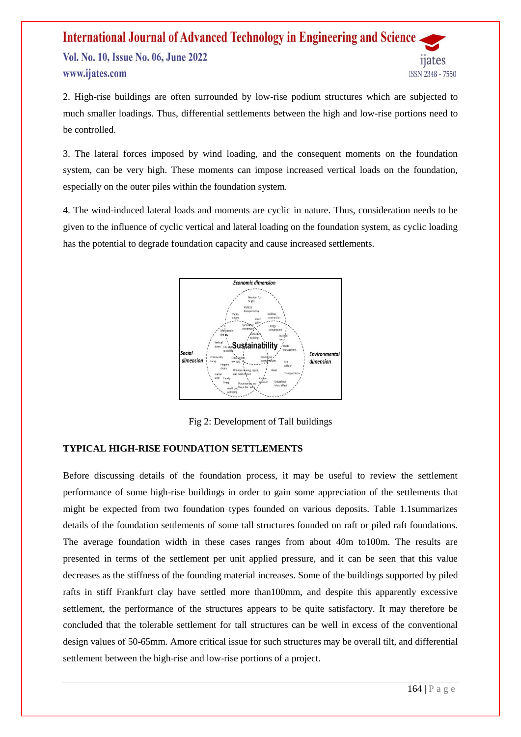2. High-rise buildings are often surrounded by low-rise podium structures which are subjected to much smaller loadings. Thus, differential settlements between the high and low-rise portions need to be controlled.

3. The lateral forces imposed by wind loading, and the consequent moments on the foundation system, can be very high. These moments can impose increased vertical loads on the foundation, especially on the outer piles within the foundation system.

4. The wind-induced lateral loads and moments are cyclic in nature. Thus, consideration needs to be given to the influence of cyclic vertical and lateral loading on the foundation system, as cyclic loading has the potential to degrade foundation capacity and cause increased settlements.

Fig 2: Development of Tall buildings

## TYPICAL HIGH-RISE FOUNDATION SETTLEMENTS

Before discussing details of the foundation process, it may be useful to review the settlement performance of some high-rise buildings in order to gain some appreciation of the settlements that might be expected from two foundation types founded on various deposits. Table 1.1summarizes details of the foundation settlements of some tall structures founded on raft or piled raft foundations. The average foundation width in these cases ranges from about 40m to100m. The results are presented in terms of the settlement per unit applied pressure, and it can be seen that this value decreases as the stiffness of the founding material increases. Some of the buildings supported by piled rafts in stiff Frankfurt clay have settled more than100mm, and despite this apparently excessive settlement, the performance of the structures appears to be quite satisfactory. It may therefore be concluded that the tolerable settlement for tall structures can be well in excess of the conventional design values of 50-65mm. Amore critical issue for such structures may be overall tilt, and differential settlement between the high-rise and low-rise portions of a project.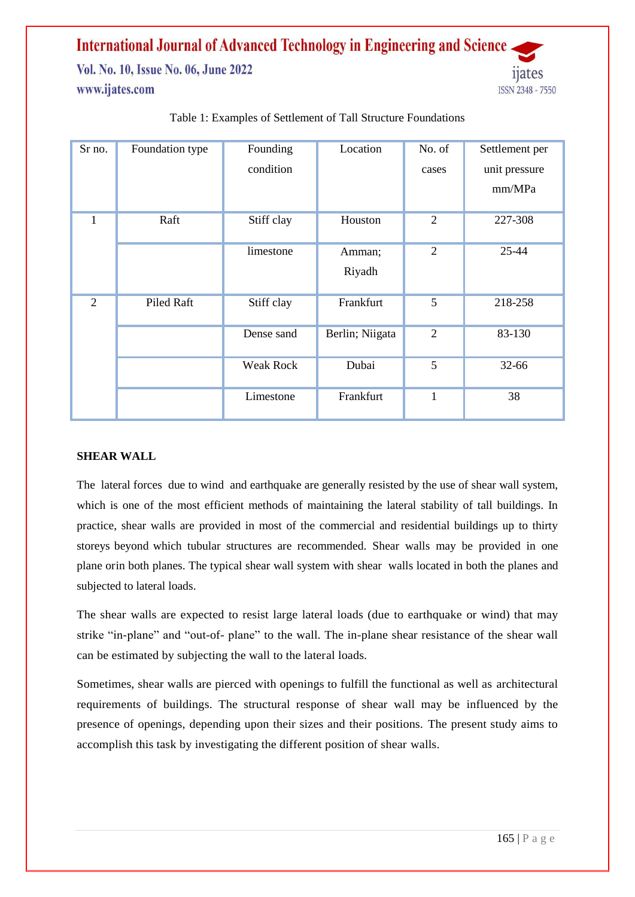Table 1: Examples of Settlement of Tall Structure Foundations

| Sr no. | Foundation type | Founding condition | Location | No. of cases | Settlement per unit pressure mm/MPa |
|---|---|---|---|---|---|
| 1 | Raft | Stiff clay | Houston | 2 | 227-308 |
| | | limestone | Amman; Riyadh | 2 | 25-44 |
| 2 | Piled Raft | Stiff clay | Frankfurt | 5 | 218-258 |
| | | Dense sand | Berlin; Niigata | 2 | 83-130 |
| | | Weak Rock | Dubai | 5 | 32-66 |
| | | Limestone | Frankfurt | 1 | 38 |

**SHEAR WALL**

The lateral forces due to wind and earthquake are generally resisted by the use of shear wall system, which is one of the most efficient methods of maintaining the lateral stability of tall buildings. In practice, shear walls are provided in most of the commercial and residential buildings up to thirty storeys beyond which tubular structures are recommended. Shear walls may be provided in one plane orin both planes. The typical shear wall system with shear walls located in both the planes and subjected to lateral loads.

The shear walls are expected to resist large lateral loads (due to earthquake or wind) that may strike "in-plane" and "out-of- plane" to the wall. The in-plane shear resistance of the shear wall can be estimated by subjecting the wall to the lateral loads.

Sometimes, shear walls are pierced with openings to fulfill the functional as well as architectural requirements of buildings. The structural response of shear wall may be influenced by the presence of openings, depending upon their sizes and their positions. The present study aims to accomplish this task by investigating the different position of shear walls.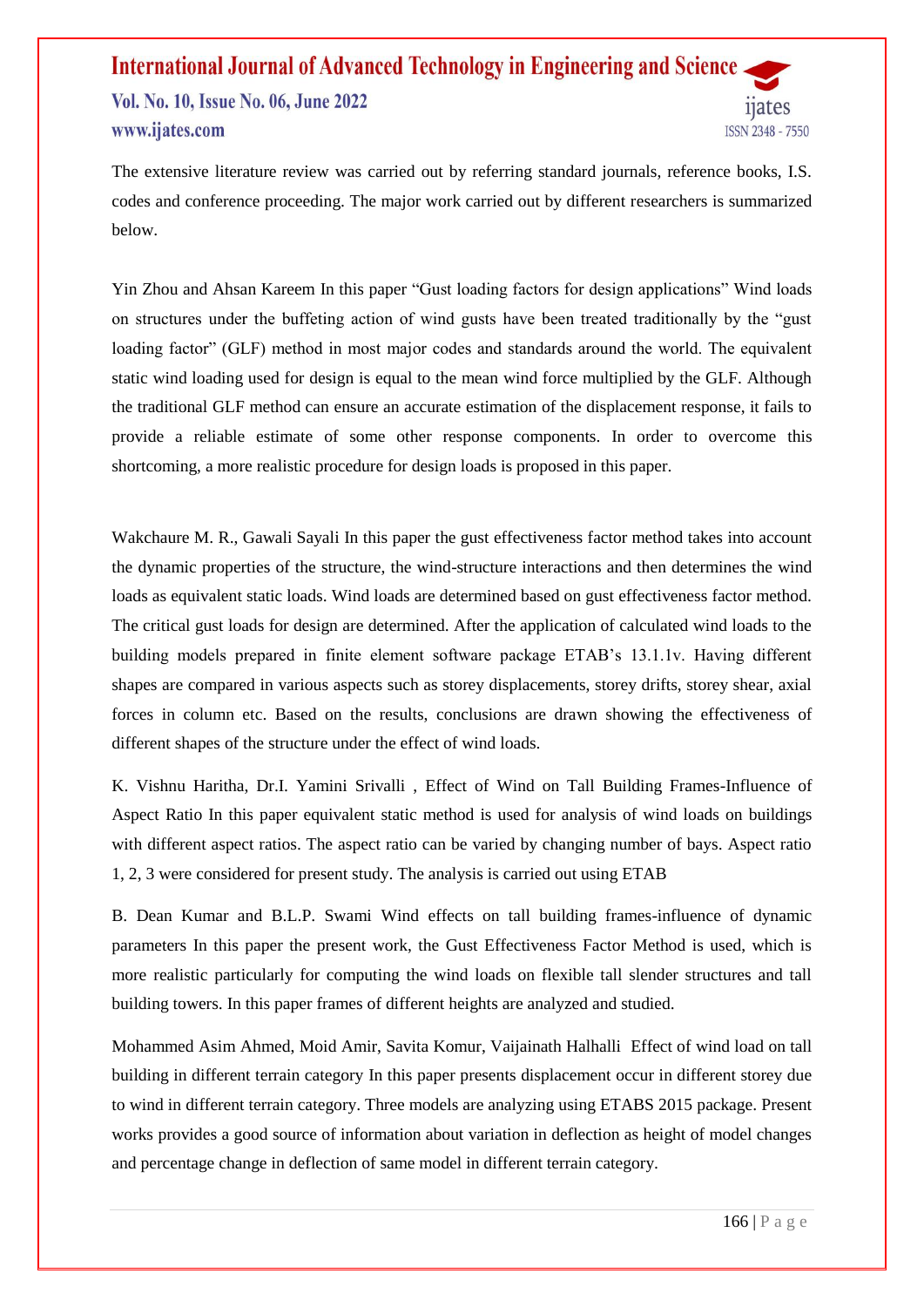The extensive literature review was carried out by referring standard journals, reference books, I.S. codes and conference proceeding. The major work carried out by different researchers is summarized below.

Yin Zhou and Ahsan Kareem In this paper "Gust loading factors for design applications" Wind loads on structures under the buffeting action of wind gusts have been treated traditionally by the "gust loading factor" (GLF) method in most major codes and standards around the world. The equivalent static wind loading used for design is equal to the mean wind force multiplied by the GLF. Although the traditional GLF method can ensure an accurate estimation of the displacement response, it fails to provide a reliable estimate of some other response components. In order to overcome this shortcoming, a more realistic procedure for design loads is proposed in this paper.

Wakchaure M. R., Gawali Sayali In this paper the gust effectiveness factor method takes into account the dynamic properties of the structure, the wind-structure interactions and then determines the wind loads as equivalent static loads. Wind loads are determined based on gust effectiveness factor method. The critical gust loads for design are determined. After the application of calculated wind loads to the building models prepared in finite element software package ETAB's 13.1.1v. Having different shapes are compared in various aspects such as storey displacements, storey drifts, storey shear, axial forces in column etc. Based on the results, conclusions are drawn showing the effectiveness of different shapes of the structure under the effect of wind loads.

K. Vishnu Haritha, Dr.I. Yamini Srivalli , Effect of Wind on Tall Building Frames-Influence of Aspect Ratio In this paper equivalent static method is used for analysis of wind loads on buildings with different aspect ratios. The aspect ratio can be varied by changing number of bays. Aspect ratio 1, 2, 3 were considered for present study. The analysis is carried out using ETAB

B. Dean Kumar and B.L.P. Swami Wind effects on tall building frames-influence of dynamic parameters In this paper the present work, the Gust Effectiveness Factor Method is used, which is more realistic particularly for computing the wind loads on flexible tall slender structures and tall building towers. In this paper frames of different heights are analyzed and studied.

Mohammed Asim Ahmed, Moid Amir, Savita Komur, Vaijainath Halhalli Effect of wind load on tall building in different terrain category In this paper presents displacement occur in different storey due to wind in different terrain category. Three models are analyzing using ETABS 2015 package. Present works provides a good source of information about variation in deflection as height of model changes and percentage change in deflection of same model in different terrain category.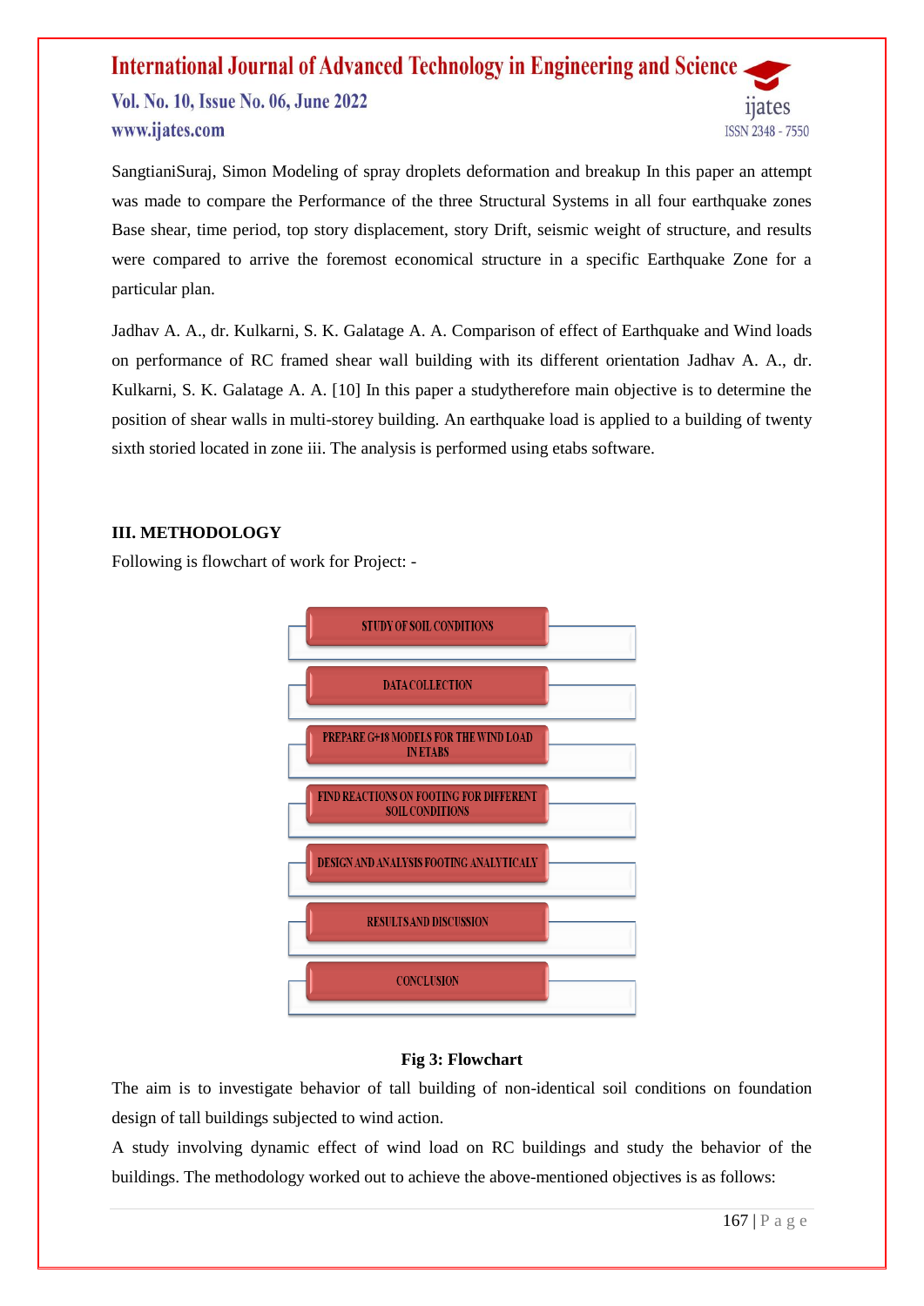SangtianiSuraj, Simon Modeling of spray droplets deformation and breakup In this paper an attempt was made to compare the Performance of the three Structural Systems in all four earthquake zones Base shear, time period, top story displacement, story Drift, seismic weight of structure, and results were compared to arrive the foremost economical structure in a specific Earthquake Zone for a particular plan.

Jadhav A. A., dr. Kulkarni, S. K. Galatage A. A. Comparison of effect of Earthquake and Wind loads on performance of RC framed shear wall building with its different orientation Jadhav A. A., dr. Kulkarni, S. K. Galatage A. A. [10] In this paper a studytherefore main objective is to determine the position of shear walls in multi-storey building. An earthquake load is applied to a building of twenty sixth storied located in zone iii. The analysis is performed using etabs software.

## III. METHODOLOGY

Following is flowchart of work for Project: -

STUDY OF SOIL CONDITIONS

DATA COLLECTION

PREPARE G+18 MODELS FOR THE WIND LOAD IN ETABS

FIND REACTIONS ON FOOTING FOR DIFFERENT SOIL CONDITIONS

DESIGN AND ANALYSIS FOOTING ANALYTICALY

RESULTS AND DISCUSSION

CONCLUSION

**Fig 3: Flowchart**

The aim is to investigate behavior of tall building of non-identical soil conditions on foundation design of tall buildings subjected to wind action.

A study involving dynamic effect of wind load on RC buildings and study the behavior of the buildings. The methodology worked out to achieve the above-mentioned objectives is as follows: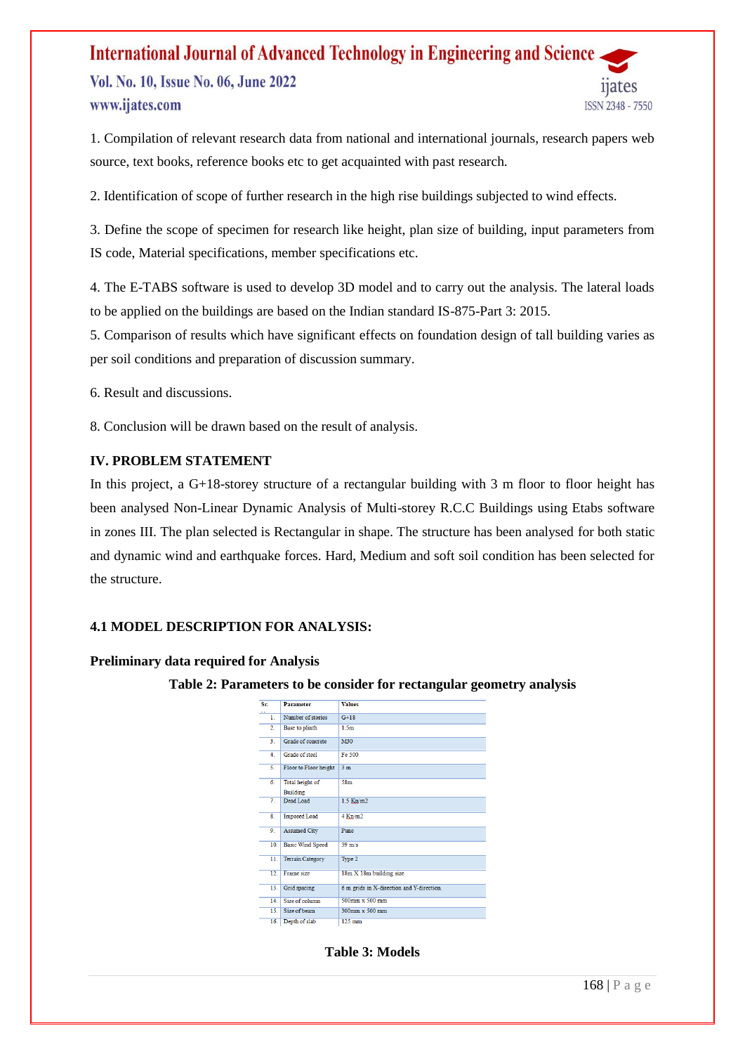1. Compilation of relevant research data from national and international journals, research papers web source, text books, reference books etc to get acquainted with past research.

2. Identification of scope of further research in the high rise buildings subjected to wind effects.

3. Define the scope of specimen for research like height, plan size of building, input parameters from IS code, Material specifications, member specifications etc.

4. The E-TABS software is used to develop 3D model and to carry out the analysis. The lateral loads to be applied on the buildings are based on the Indian standard IS-875-Part 3: 2015.

5. Comparison of results which have significant effects on foundation design of tall building varies as per soil conditions and preparation of discussion summary.

6. Result and discussions.

8. Conclusion will be drawn based on the result of analysis.

## IV. PROBLEM STATEMENT

In this project, a G+18-storey structure of a rectangular building with 3 m floor to floor height has been analysed Non-Linear Dynamic Analysis of Multi-storey R.C.C Buildings using Etabs software in zones III. The plan selected is Rectangular in shape. The structure has been analysed for both static and dynamic wind and earthquake forces. Hard, Medium and soft soil condition has been selected for the structure.

### 4.1 MODEL DESCRIPTION FOR ANALYSIS:

**Preliminary data required for Analysis**

**Table 2: Parameters to be consider for rectangular geometry analysis**

| Sr. | Parameter | Values |
|---|---|---|
| 1. | Number of stories | G+18 |
| 2. | Base to plinth | 1.5m |
| 3. | Grade of concrete | M30 |
| 4. | Grade of steel | Fe 500 |
| 5. | Floor to Floor height | 3 m |
| 6. | Total height of Building | 58m |
| 7. | Dead Load | 1.5 Kn/m2 |
| 8. | Imposed Load | 4 Kn/m2 |
| 9. | Assumed City | Pune |
| 10. | Basic Wind Speed | 39 m/s |
| 11. | Terrain Category | Type 2 |
| 12. | Frame size | 18m X 18m building size |
| 13. | Grid spacing | 6 m grids in X-direction and Y-direction. |
| 14. | Size of column | 500mm x 500 mm |
| 15. | Size of beam | 300mm x 500 mm |
| 16. | Depth of slab | 125 mm |

**Table 3: Models**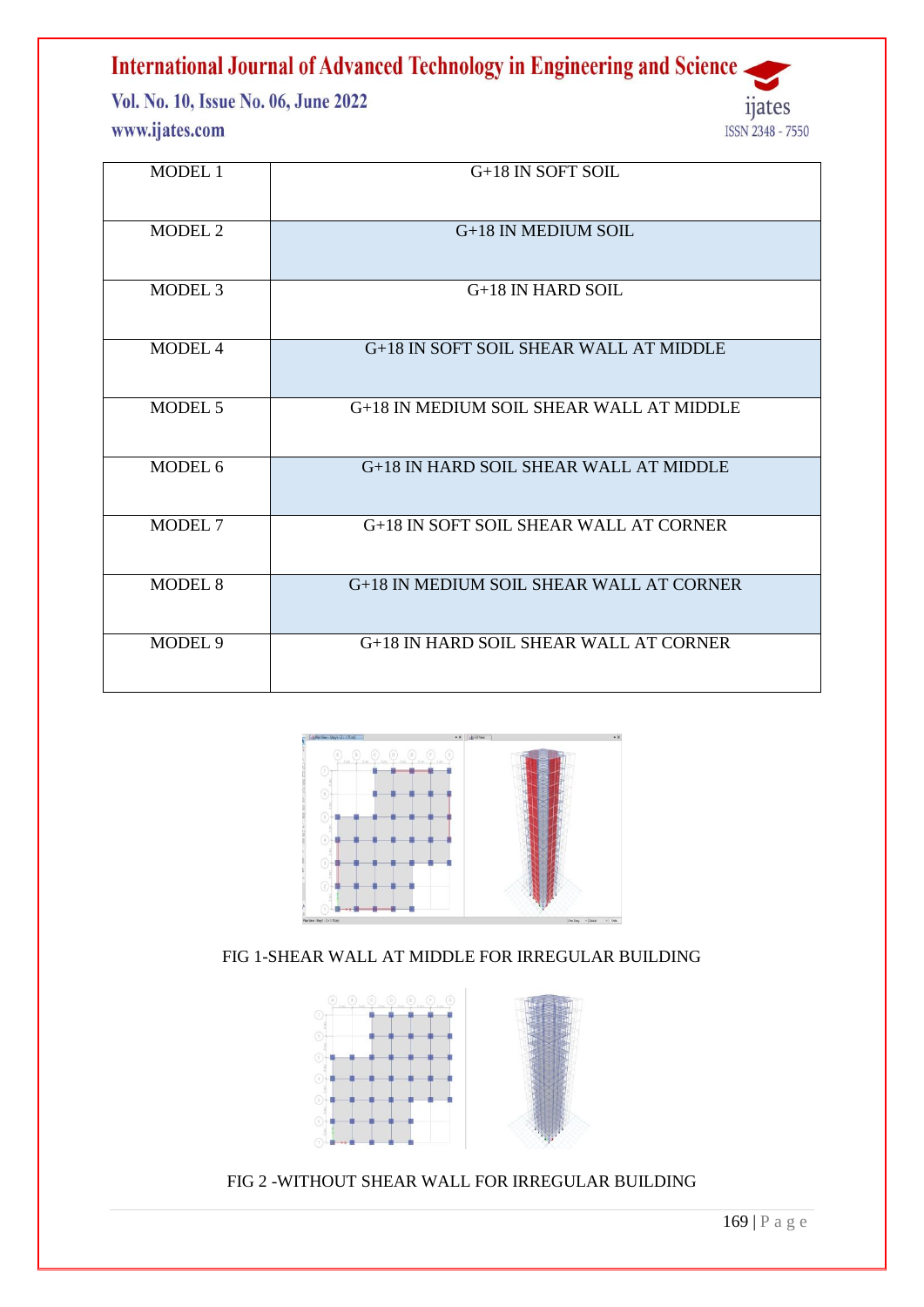| MODEL 1 | G+18 IN SOFT SOIL |
|---|---|
| MODEL 2 | G+18 IN MEDIUM SOIL |
| MODEL 3 | G+18 IN HARD SOIL |
| MODEL 4 | G+18 IN SOFT SOIL SHEAR WALL AT MIDDLE |
| MODEL 5 | G+18 IN MEDIUM SOIL SHEAR WALL AT MIDDLE |
| MODEL 6 | G+18 IN HARD SOIL SHEAR WALL AT MIDDLE |
| MODEL 7 | G+18 IN SOFT SOIL SHEAR WALL AT CORNER |
| MODEL 8 | G+18 IN MEDIUM SOIL SHEAR WALL AT CORNER |
| MODEL 9 | G+18 IN HARD SOIL SHEAR WALL AT CORNER |

FIG 1-SHEAR WALL AT MIDDLE FOR IRREGULAR BUILDING

FIG 2 -WITHOUT SHEAR WALL FOR IRREGULAR BUILDING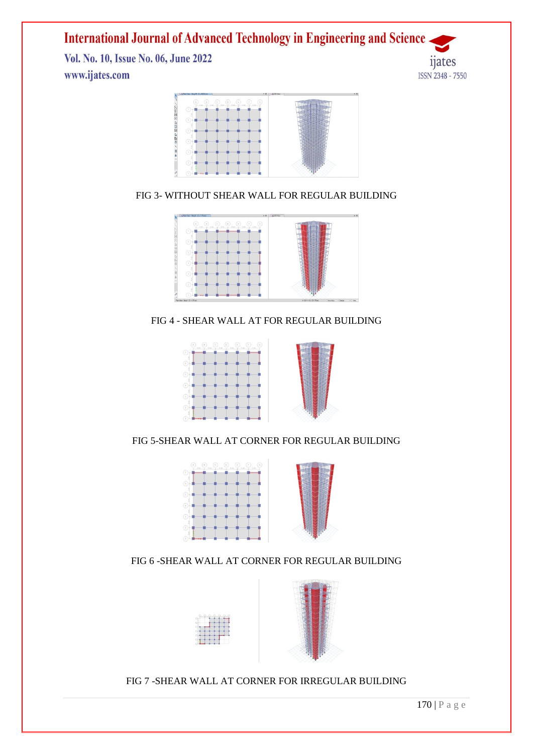FIG 3- WITHOUT SHEAR WALL FOR REGULAR BUILDING

FIG 4 - SHEAR WALL AT FOR REGULAR BUILDING

FIG 5-SHEAR WALL AT CORNER FOR REGULAR BUILDING

FIG 6 -SHEAR WALL AT CORNER FOR REGULAR BUILDING

FIG 7 -SHEAR WALL AT CORNER FOR IRREGULAR BUILDING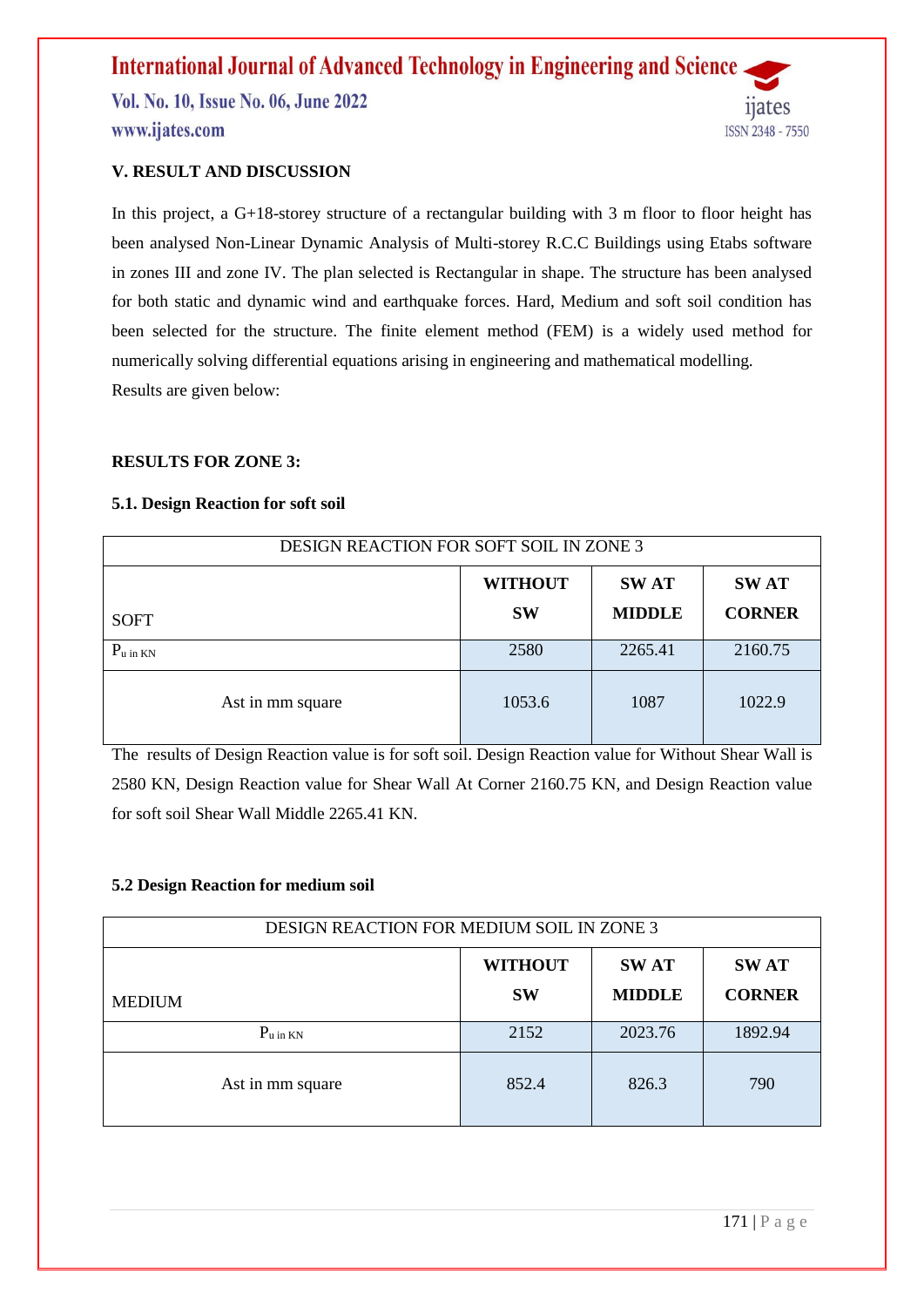## V. RESULT AND DISCUSSION

In this project, a G+18-storey structure of a rectangular building with 3 m floor to floor height has been analysed Non-Linear Dynamic Analysis of Multi-storey R.C.C Buildings using Etabs software in zones III and zone IV. The plan selected is Rectangular in shape. The structure has been analysed for both static and dynamic wind and earthquake forces. Hard, Medium and soft soil condition has been selected for the structure. The finite element method (FEM) is a widely used method for numerically solving differential equations arising in engineering and mathematical modelling.

Results are given below:

### RESULTS FOR ZONE 3:

#### 5.1. Design Reaction for soft soil

| DESIGN REACTION FOR SOFT SOIL IN ZONE 3 | | | |
|---|---|---|---|
| SOFT | **WITHOUT SW** | **SW AT MIDDLE** | **SW AT CORNER** |
| $P_{u \text{ in KN}}$ | 2580 | 2265.41 | 2160.75 |
| Ast in mm square | 1053.6 | 1087 | 1022.9 |

The results of Design Reaction value is for soft soil. Design Reaction value for Without Shear Wall is 2580 KN, Design Reaction value for Shear Wall At Corner 2160.75 KN, and Design Reaction value for soft soil Shear Wall Middle 2265.41 KN.

#### 5.2 Design Reaction for medium soil

| DESIGN REACTION FOR MEDIUM SOIL IN ZONE 3 | | | |
|---|---|---|---|
| MEDIUM | **WITHOUT SW** | **SW AT MIDDLE** | **SW AT CORNER** |
| $P_{u \text{ in KN}}$ | 2152 | 2023.76 | 1892.94 |
| Ast in mm square | 852.4 | 826.3 | 790 |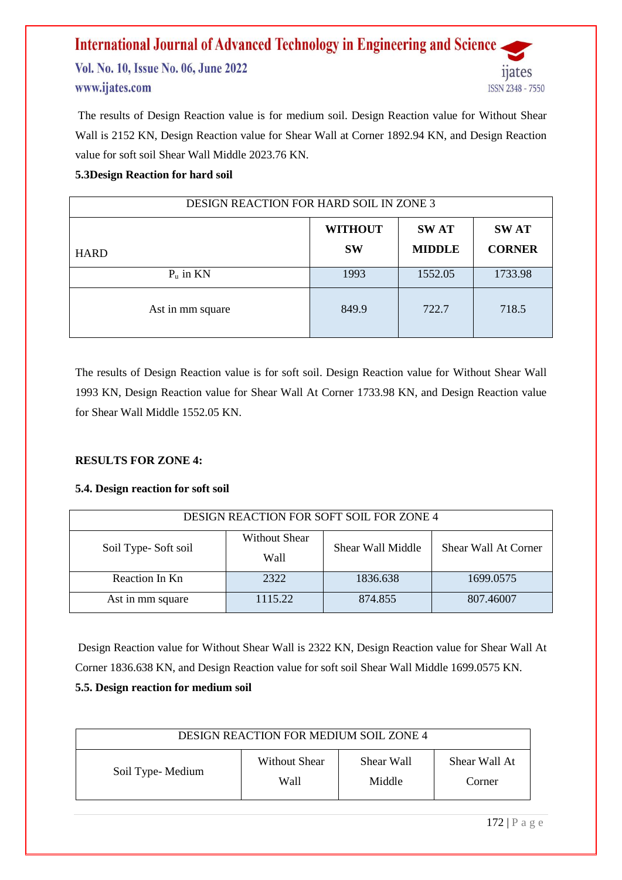The results of Design Reaction value is for medium soil. Design Reaction value for Without Shear Wall is 2152 KN, Design Reaction value for Shear Wall at Corner 1892.94 KN, and Design Reaction value for soft soil Shear Wall Middle 2023.76 KN.

**5.3Design Reaction for hard soil**

| DESIGN REACTION FOR HARD SOIL IN ZONE 3 | | | |
|---|---|---|---|
| HARD | **WITHOUT SW** | **SW AT MIDDLE** | **SW AT CORNER** |
| $P_u$ in KN | 1993 | 1552.05 | 1733.98 |
| Ast in mm square | 849.9 | 722.7 | 718.5 |

The results of Design Reaction value is for soft soil. Design Reaction value for Without Shear Wall 1993 KN, Design Reaction value for Shear Wall At Corner 1733.98 KN, and Design Reaction value for Shear Wall Middle 1552.05 KN.

**RESULTS FOR ZONE 4:**

**5.4. Design reaction for soft soil**

| DESIGN REACTION FOR SOFT SOIL FOR ZONE 4 | | | |
|---|---|---|---|
| Soil Type- Soft soil | Without Shear Wall | Shear Wall Middle | Shear Wall At Corner |
| Reaction In Kn | 2322 | 1836.638 | 1699.0575 |
| Ast in mm square | 1115.22 | 874.855 | 807.46007 |

Design Reaction value for Without Shear Wall is 2322 KN, Design Reaction value for Shear Wall At Corner 1836.638 KN, and Design Reaction value for soft soil Shear Wall Middle 1699.0575 KN.

**5.5. Design reaction for medium soil**

| DESIGN REACTION FOR MEDIUM SOIL ZONE 4 | | | |
|---|---|---|---|
| Soil Type- Medium | Without Shear Wall | Shear Wall Middle | Shear Wall At Corner |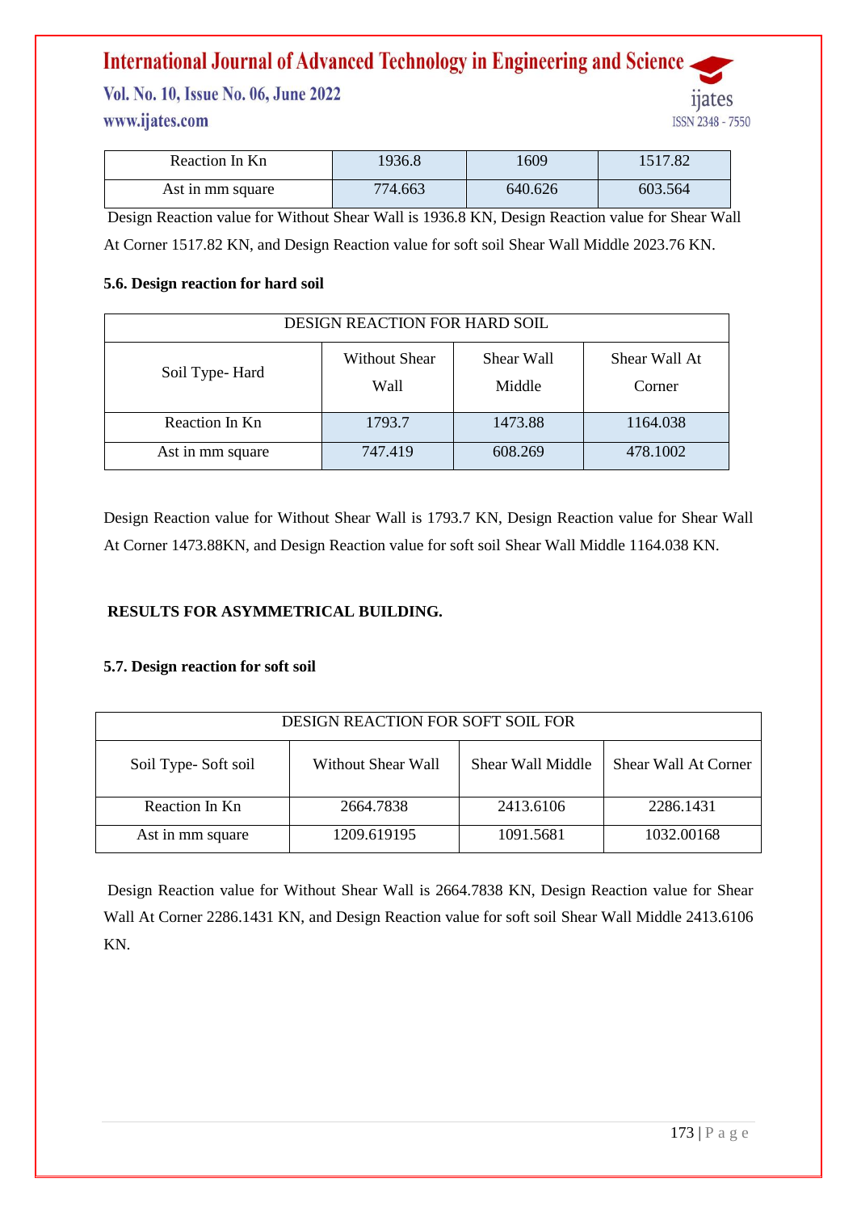| Reaction In Kn | 1936.8 | 1609 | 1517.82 |
|---|---|---|---|
| Ast in mm square | 774.663 | 640.626 | 603.564 |

Design Reaction value for Without Shear Wall is 1936.8 KN, Design Reaction value for Shear Wall At Corner 1517.82 KN, and Design Reaction value for soft soil Shear Wall Middle 2023.76 KN.

**5.6. Design reaction for hard soil**

| DESIGN REACTION FOR HARD SOIL | | | |
|---|---|---|---|
| Soil Type- Hard | Without Shear Wall | Shear Wall Middle | Shear Wall At Corner |
| Reaction In Kn | 1793.7 | 1473.88 | 1164.038 |
| Ast in mm square | 747.419 | 608.269 | 478.1002 |

Design Reaction value for Without Shear Wall is 1793.7 KN, Design Reaction value for Shear Wall At Corner 1473.88KN, and Design Reaction value for soft soil Shear Wall Middle 1164.038 KN.

**RESULTS FOR ASYMMETRICAL BUILDING.**

**5.7. Design reaction for soft soil**

| DESIGN REACTION FOR SOFT SOIL FOR | | | |
|---|---|---|---|
| Soil Type- Soft soil | Without Shear Wall | Shear Wall Middle | Shear Wall At Corner |
| Reaction In Kn | 2664.7838 | 2413.6106 | 2286.1431 |
| Ast in mm square | 1209.619195 | 1091.5681 | 1032.00168 |

Design Reaction value for Without Shear Wall is 2664.7838 KN, Design Reaction value for Shear Wall At Corner 2286.1431 KN, and Design Reaction value for soft soil Shear Wall Middle 2413.6106 KN.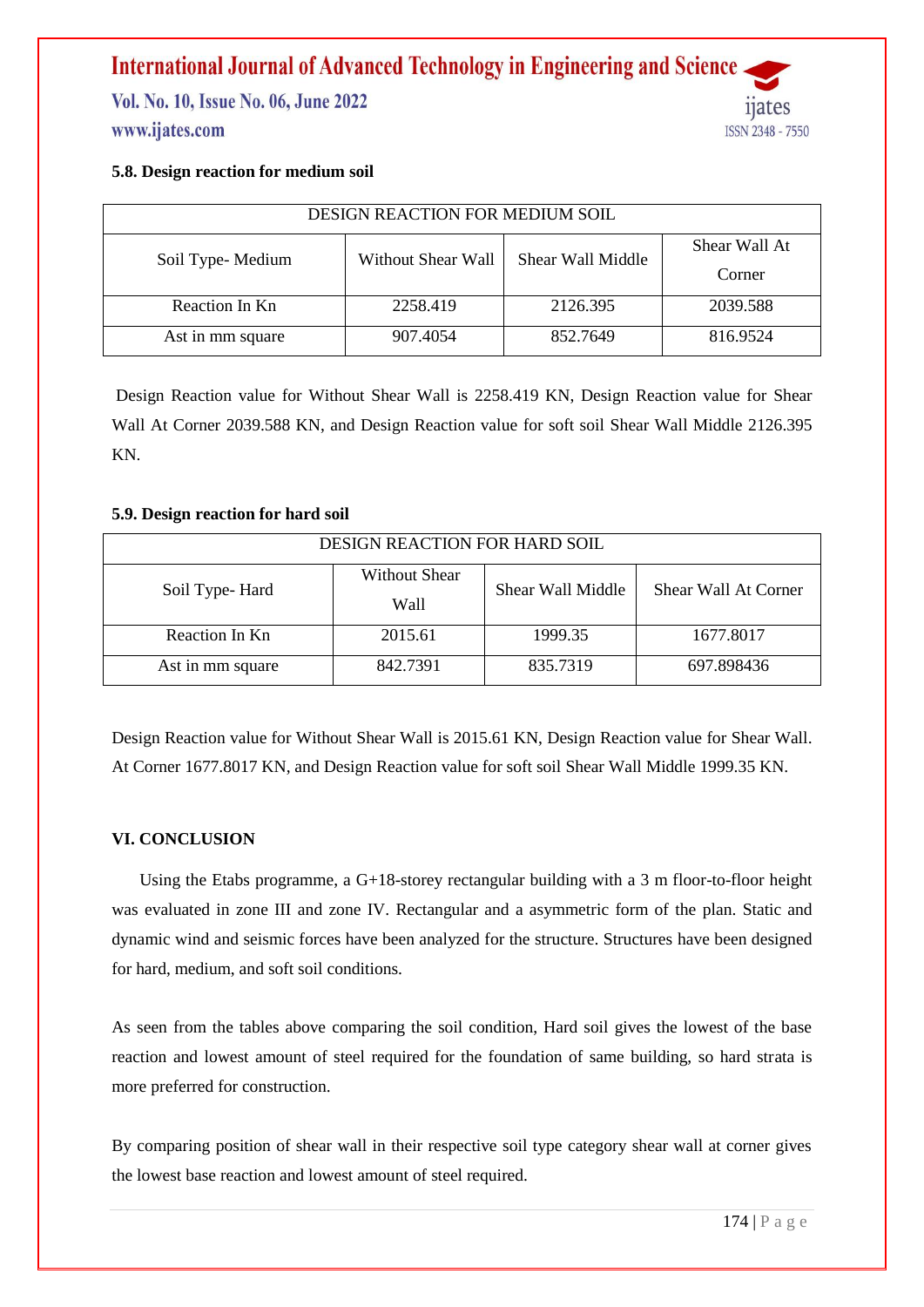### 5.8. Design reaction for medium soil

| DESIGN REACTION FOR MEDIUM SOIL | | | |
|---|---|---|---|
| Soil Type- Medium | Without Shear Wall | Shear Wall Middle | Shear Wall At Corner |
| Reaction In Kn | 2258.419 | 2126.395 | 2039.588 |
| Ast in mm square | 907.4054 | 852.7649 | 816.9524 |

Design Reaction value for Without Shear Wall is 2258.419 KN, Design Reaction value for Shear Wall At Corner 2039.588 KN, and Design Reaction value for soft soil Shear Wall Middle 2126.395 KN.

### 5.9. Design reaction for hard soil

| DESIGN REACTION FOR HARD SOIL | | | |
|---|---|---|---|
| Soil Type- Hard | Without Shear Wall | Shear Wall Middle | Shear Wall At Corner |
| Reaction In Kn | 2015.61 | 1999.35 | 1677.8017 |
| Ast in mm square | 842.7391 | 835.7319 | 697.898436 |

Design Reaction value for Without Shear Wall is 2015.61 KN, Design Reaction value for Shear Wall. At Corner 1677.8017 KN, and Design Reaction value for soft soil Shear Wall Middle 1999.35 KN.

## VI. CONCLUSION

Using the Etabs programme, a G+18-storey rectangular building with a 3 m floor-to-floor height was evaluated in zone III and zone IV. Rectangular and a asymmetric form of the plan. Static and dynamic wind and seismic forces have been analyzed for the structure. Structures have been designed for hard, medium, and soft soil conditions.

As seen from the tables above comparing the soil condition, Hard soil gives the lowest of the base reaction and lowest amount of steel required for the foundation of same building, so hard strata is more preferred for construction.

By comparing position of shear wall in their respective soil type category shear wall at corner gives the lowest base reaction and lowest amount of steel required.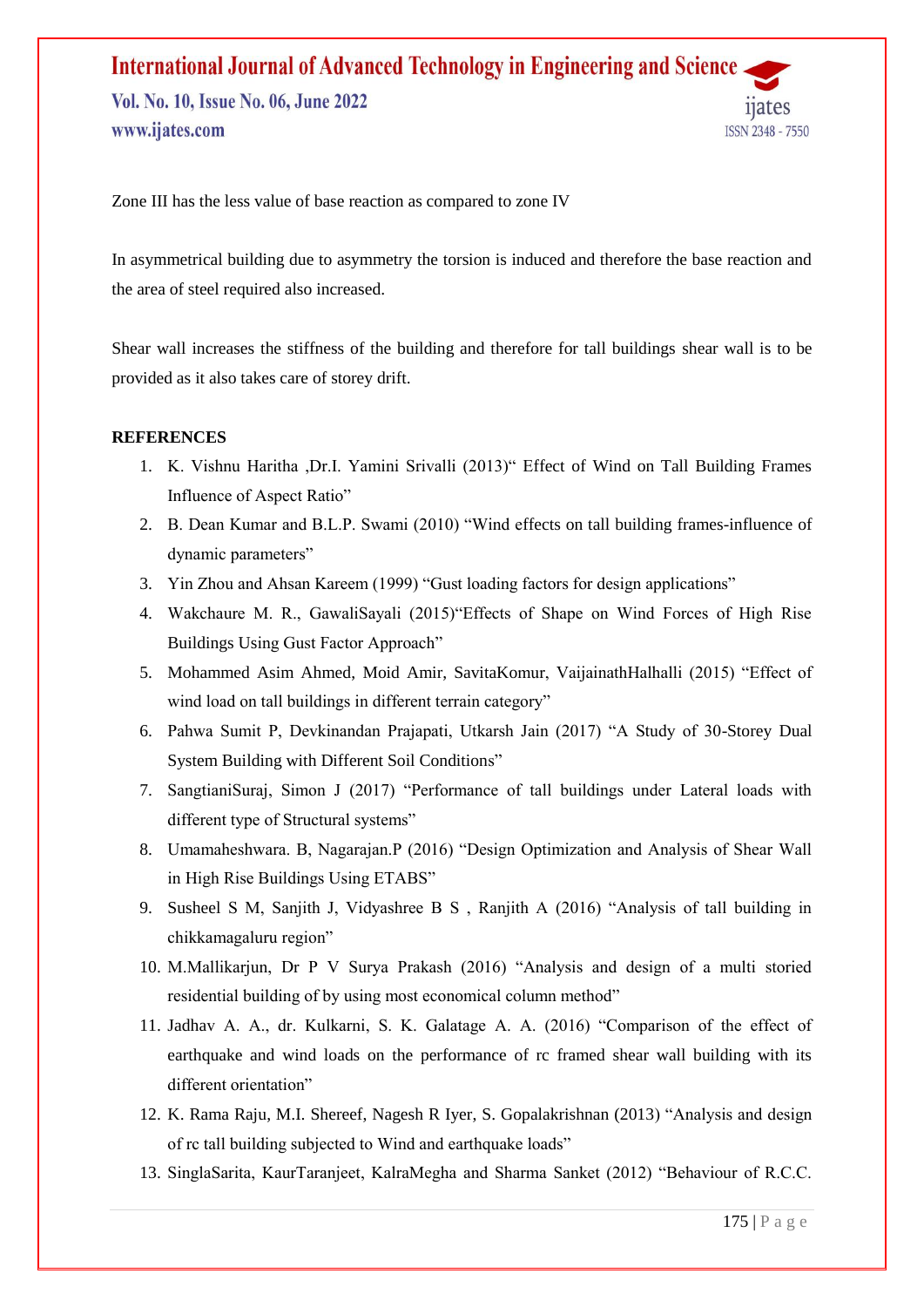Zone III has the less value of base reaction as compared to zone IV

In asymmetrical building due to asymmetry the torsion is induced and therefore the base reaction and the area of steel required also increased.

Shear wall increases the stiffness of the building and therefore for tall buildings shear wall is to be provided as it also takes care of storey drift.

**REFERENCES**

1. K. Vishnu Haritha ,Dr.I. Yamini Srivalli (2013)" Effect of Wind on Tall Building Frames Influence of Aspect Ratio"
2. B. Dean Kumar and B.L.P. Swami (2010) "Wind effects on tall building frames-influence of dynamic parameters"
3. Yin Zhou and Ahsan Kareem (1999) "Gust loading factors for design applications"
4. Wakchaure M. R., GawaliSayali (2015)"Effects of Shape on Wind Forces of High Rise Buildings Using Gust Factor Approach"
5. Mohammed Asim Ahmed, Moid Amir, SavitaKomur, VaijainathHalhalli (2015) "Effect of wind load on tall buildings in different terrain category"
6. Pahwa Sumit P, Devkinandan Prajapati, Utkarsh Jain (2017) "A Study of 30-Storey Dual System Building with Different Soil Conditions"
7. SangtianiSuraj, Simon J (2017) "Performance of tall buildings under Lateral loads with different type of Structural systems"
8. Umamaheshwara. B, Nagarajan.P (2016) "Design Optimization and Analysis of Shear Wall in High Rise Buildings Using ETABS"
9. Susheel S M, Sanjith J, Vidyashree B S , Ranjith A (2016) "Analysis of tall building in chikkamagaluru region"
10. M.Mallikarjun, Dr P V Surya Prakash (2016) "Analysis and design of a multi storied residential building of by using most economical column method"
11. Jadhav A. A., dr. Kulkarni, S. K. Galatage A. A. (2016) "Comparison of the effect of earthquake and wind loads on the performance of rc framed shear wall building with its different orientation"
12. K. Rama Raju, M.I. Shereef, Nagesh R Iyer, S. Gopalakrishnan (2013) "Analysis and design of rc tall building subjected to Wind and earthquake loads"
13. SinglaSarita, KaurTaranjeet, KalraMegha and Sharma Sanket (2012) "Behaviour of R.C.C.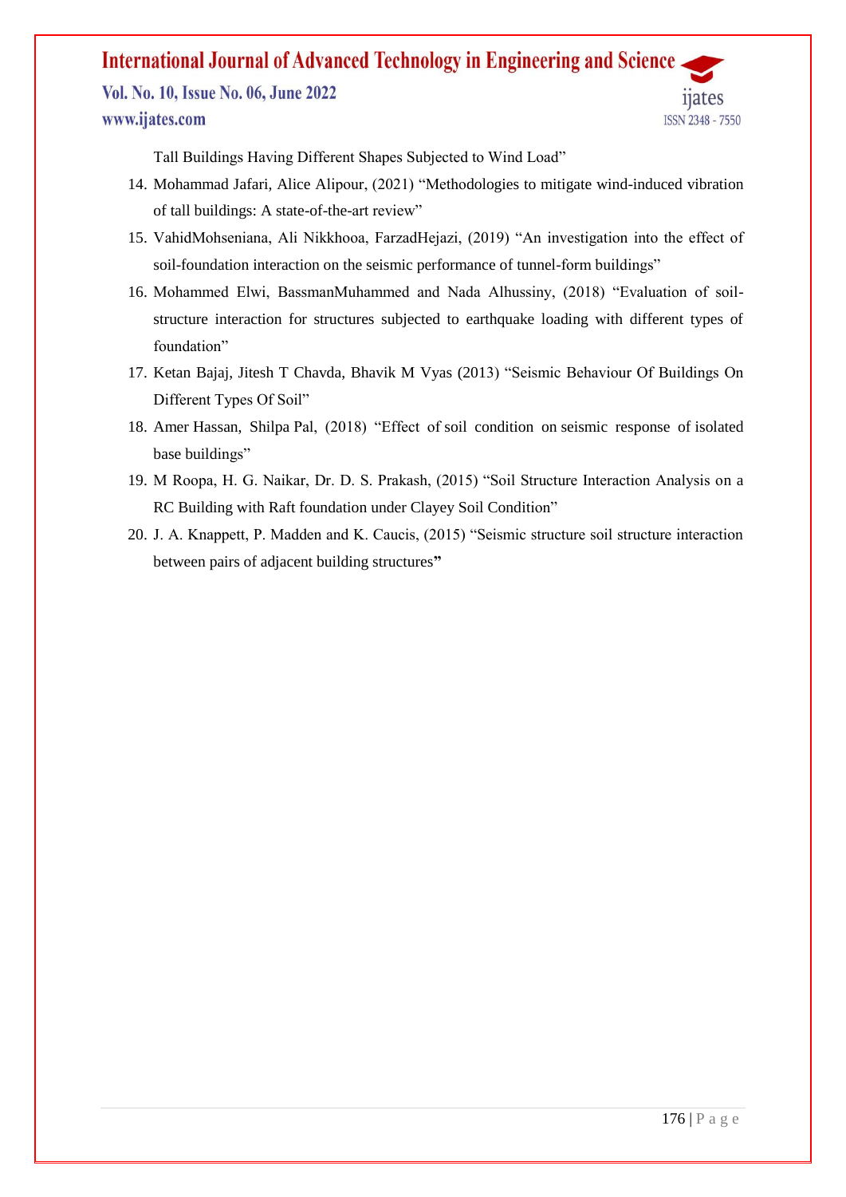Tall Buildings Having Different Shapes Subjected to Wind Load"

14. Mohammad Jafari, Alice Alipour, (2021) "Methodologies to mitigate wind-induced vibration of tall buildings: A state-of-the-art review"
15. VahidMohseniana, Ali Nikkhooa, FarzadHejazi, (2019) "An investigation into the effect of soil-foundation interaction on the seismic performance of tunnel-form buildings"
16. Mohammed Elwi, BassmanMuhammed and Nada Alhussiny, (2018) "Evaluation of soil-structure interaction for structures subjected to earthquake loading with different types of foundation"
17. Ketan Bajaj, Jitesh T Chavda, Bhavik M Vyas (2013) "Seismic Behaviour Of Buildings On Different Types Of Soil"
18. Amer Hassan, Shilpa Pal, (2018) "Effect of soil condition on seismic response of isolated base buildings"
19. M Roopa, H. G. Naikar, Dr. D. S. Prakash, (2015) "Soil Structure Interaction Analysis on a RC Building with Raft foundation under Clayey Soil Condition"
20. J. A. Knappett, P. Madden and K. Caucis, (2015) "Seismic structure soil structure interaction between pairs of adjacent building structures"